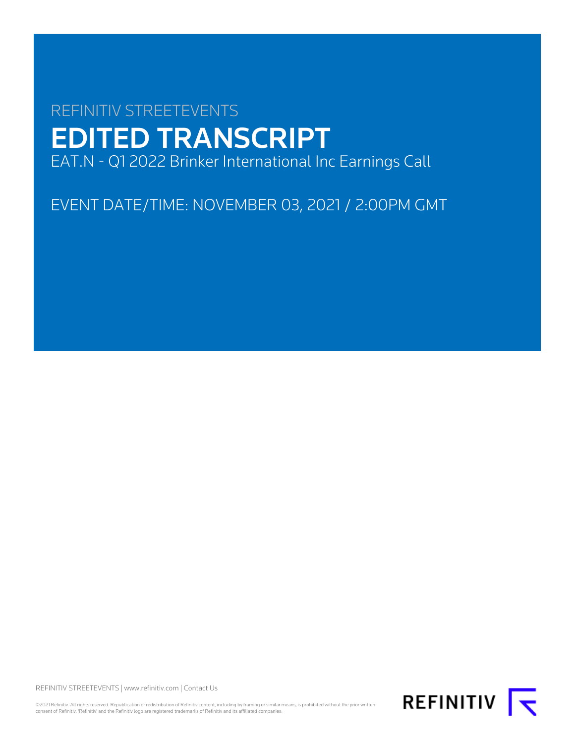REFINITIV STREETEVENTS

# EDITED TRANSCRIPT

EAT.N - Q1 2022 Brinker International Inc Earnings Call

EVENT DATE/TIME: NOVEMBER 03, 2021 / 2:00PM GMT

REFINITIV STREETEVENTS | www.refinitiv.com | Contact Us

©2021 Refinitiv. All rights reserved. Republication or redistribution of Refinitiv content, including by framing or similar means, is prohibited without the prior written consent of Refinitiv. 'Refinitiv' and the Refinitiv logo are registered trademarks of Refinitiv and its affiliated companies.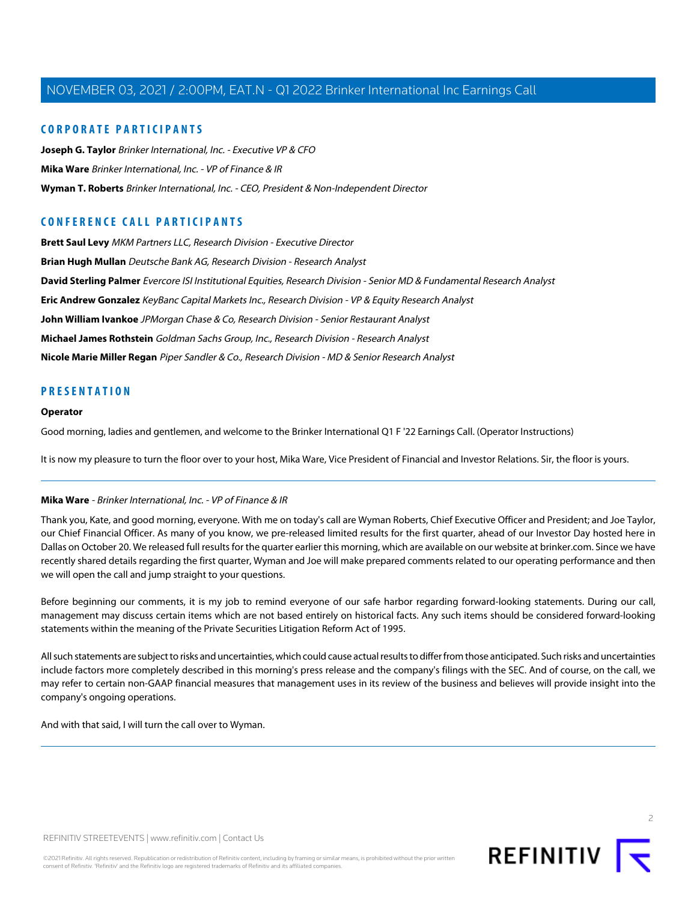## CORPORATE PARTICIPANTS

**Joseph G. Taylor** *Brinker International, Inc. - Executive VP & CFO*

**Mika Ware** *Brinker International, Inc. - VP of Finance & IR*

**Wyman T. Roberts** *Brinker International, Inc. - CEO, President & Non-Independent Director*

## CONFERENCE CALL PARTICIPANTS

**Brett Saul Levy** *MKM Partners LLC, Research Division - Executive Director*

**Brian Hugh Mullan** *Deutsche Bank AG, Research Division - Research Analyst*

**David Sterling Palmer** *Evercore ISI Institutional Equities, Research Division - Senior MD & Fundamental Research Analyst*

**Eric Andrew Gonzalez** *KeyBanc Capital Markets Inc., Research Division - VP & Equity Research Analyst*

**John William Ivankoe** *JPMorgan Chase & Co, Research Division - Senior Restaurant Analyst*

**Michael James Rothstein** *Goldman Sachs Group, Inc., Research Division - Research Analyst*

**Nicole Marie Miller Regan** *Piper Sandler & Co., Research Division - MD & Senior Research Analyst*

## PRESENTATION

**Operator**

Good morning, ladies and gentlemen, and welcome to the Brinker International Q1 F '22 Earnings Call. (Operator Instructions)

It is now my pleasure to turn the floor over to your host, Mika Ware, Vice President of Financial and Investor Relations. Sir, the floor is yours.

---

**Mika Ware** - *Brinker International, Inc. - VP of Finance & IR*

Thank you, Kate, and good morning, everyone. With me on today's call are Wyman Roberts, Chief Executive Officer and President; and Joe Taylor, our Chief Financial Officer. As many of you know, we pre-released limited results for the first quarter, ahead of our Investor Day hosted here in Dallas on October 20. We released full results for the quarter earlier this morning, which are available on our website at brinker.com. Since we have recently shared details regarding the first quarter, Wyman and Joe will make prepared comments related to our operating performance and then we will open the call and jump straight to your questions.

Before beginning our comments, it is my job to remind everyone of our safe harbor regarding forward-looking statements. During our call, management may discuss certain items which are not based entirely on historical facts. Any such items should be considered forward-looking statements within the meaning of the Private Securities Litigation Reform Act of 1995.

All such statements are subject to risks and uncertainties, which could cause actual results to differ from those anticipated. Such risks and uncertainties include factors more completely described in this morning's press release and the company's filings with the SEC. And of course, on the call, we may refer to certain non-GAAP financial measures that management uses in its review of the business and believes will provide insight into the company's ongoing operations.

And with that said, I will turn the call over to Wyman.

---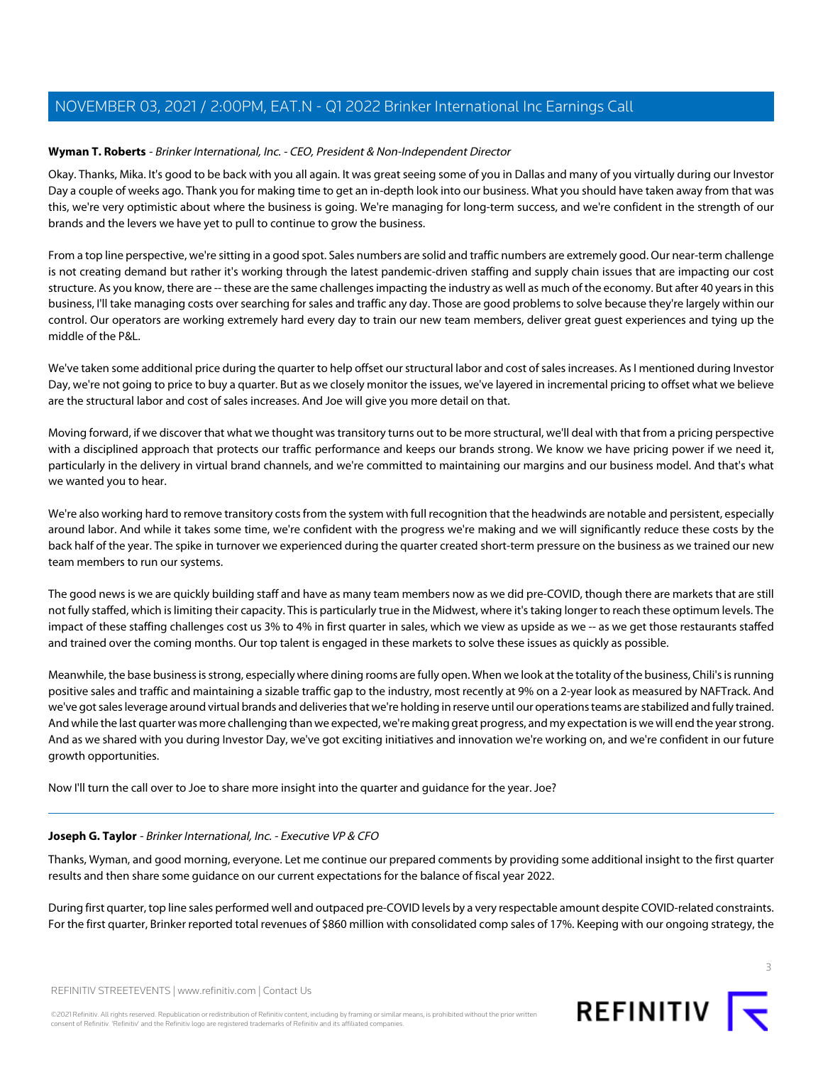**Wyman T. Roberts** - *Brinker International, Inc. - CEO, President & Non-Independent Director*

Okay. Thanks, Mika. It's good to be back with you all again. It was great seeing some of you in Dallas and many of you virtually during our Investor Day a couple of weeks ago. Thank you for making time to get an in-depth look into our business. What you should have taken away from that was this, we're very optimistic about where the business is going. We're managing for long-term success, and we're confident in the strength of our brands and the levers we have yet to pull to continue to grow the business.

From a top line perspective, we're sitting in a good spot. Sales numbers are solid and traffic numbers are extremely good. Our near-term challenge is not creating demand but rather it's working through the latest pandemic-driven staffing and supply chain issues that are impacting our cost structure. As you know, there are -- these are the same challenges impacting the industry as well as much of the economy. But after 40 years in this business, I'll take managing costs over searching for sales and traffic any day. Those are good problems to solve because they're largely within our control. Our operators are working extremely hard every day to train our new team members, deliver great guest experiences and tying up the middle of the P&L.

We've taken some additional price during the quarter to help offset our structural labor and cost of sales increases. As I mentioned during Investor Day, we're not going to price to buy a quarter. But as we closely monitor the issues, we've layered in incremental pricing to offset what we believe are the structural labor and cost of sales increases. And Joe will give you more detail on that.

Moving forward, if we discover that what we thought was transitory turns out to be more structural, we'll deal with that from a pricing perspective with a disciplined approach that protects our traffic performance and keeps our brands strong. We know we have pricing power if we need it, particularly in the delivery in virtual brand channels, and we're committed to maintaining our margins and our business model. And that's what we wanted you to hear.

We're also working hard to remove transitory costs from the system with full recognition that the headwinds are notable and persistent, especially around labor. And while it takes some time, we're confident with the progress we're making and we will significantly reduce these costs by the back half of the year. The spike in turnover we experienced during the quarter created short-term pressure on the business as we trained our new team members to run our systems.

The good news is we are quickly building staff and have as many team members now as we did pre-COVID, though there are markets that are still not fully staffed, which is limiting their capacity. This is particularly true in the Midwest, where it's taking longer to reach these optimum levels. The impact of these staffing challenges cost us 3% to 4% in first quarter in sales, which we view as upside as we -- as we get those restaurants staffed and trained over the coming months. Our top talent is engaged in these markets to solve these issues as quickly as possible.

Meanwhile, the base business is strong, especially where dining rooms are fully open. When we look at the totality of the business, Chili's is running positive sales and traffic and maintaining a sizable traffic gap to the industry, most recently at 9% on a 2-year look as measured by NAFTrack. And we've got sales leverage around virtual brands and deliveries that we're holding in reserve until our operations teams are stabilized and fully trained. And while the last quarter was more challenging than we expected, we're making great progress, and my expectation is we will end the year strong. And as we shared with you during Investor Day, we've got exciting initiatives and innovation we're working on, and we're confident in our future growth opportunities.

Now I'll turn the call over to Joe to share more insight into the quarter and guidance for the year. Joe?

---

**Joseph G. Taylor** - *Brinker International, Inc. - Executive VP & CFO*

Thanks, Wyman, and good morning, everyone. Let me continue our prepared comments by providing some additional insight to the first quarter results and then share some guidance on our current expectations for the balance of fiscal year 2022.

During first quarter, top line sales performed well and outpaced pre-COVID levels by a very respectable amount despite COVID-related constraints. For the first quarter, Brinker reported total revenues of $860 million with consolidated comp sales of 17%. Keeping with our ongoing strategy, the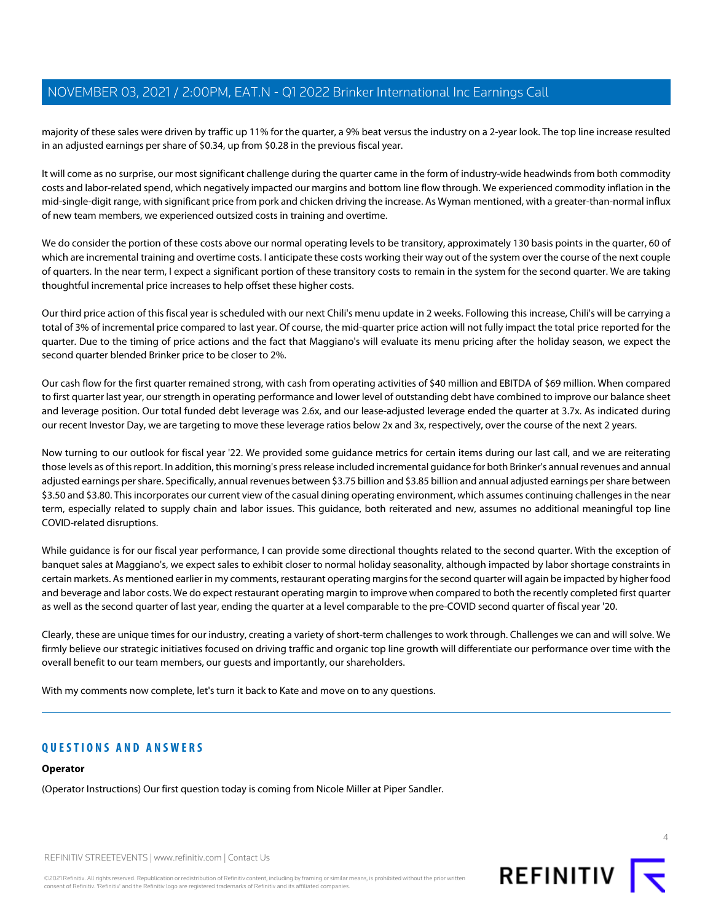majority of these sales were driven by traffic up 11% for the quarter, a 9% beat versus the industry on a 2-year look. The top line increase resulted in an adjusted earnings per share of $0.34, up from $0.28 in the previous fiscal year.

It will come as no surprise, our most significant challenge during the quarter came in the form of industry-wide headwinds from both commodity costs and labor-related spend, which negatively impacted our margins and bottom line flow through. We experienced commodity inflation in the mid-single-digit range, with significant price from pork and chicken driving the increase. As Wyman mentioned, with a greater-than-normal influx of new team members, we experienced outsized costs in training and overtime.

We do consider the portion of these costs above our normal operating levels to be transitory, approximately 130 basis points in the quarter, 60 of which are incremental training and overtime costs. I anticipate these costs working their way out of the system over the course of the next couple of quarters. In the near term, I expect a significant portion of these transitory costs to remain in the system for the second quarter. We are taking thoughtful incremental price increases to help offset these higher costs.

Our third price action of this fiscal year is scheduled with our next Chili's menu update in 2 weeks. Following this increase, Chili's will be carrying a total of 3% of incremental price compared to last year. Of course, the mid-quarter price action will not fully impact the total price reported for the quarter. Due to the timing of price actions and the fact that Maggiano's will evaluate its menu pricing after the holiday season, we expect the second quarter blended Brinker price to be closer to 2%.

Our cash flow for the first quarter remained strong, with cash from operating activities of $40 million and EBITDA of $69 million. When compared to first quarter last year, our strength in operating performance and lower level of outstanding debt have combined to improve our balance sheet and leverage position. Our total funded debt leverage was 2.6x, and our lease-adjusted leverage ended the quarter at 3.7x. As indicated during our recent Investor Day, we are targeting to move these leverage ratios below 2x and 3x, respectively, over the course of the next 2 years.

Now turning to our outlook for fiscal year '22. We provided some guidance metrics for certain items during our last call, and we are reiterating those levels as of this report. In addition, this morning's press release included incremental guidance for both Brinker's annual revenues and annual adjusted earnings per share. Specifically, annual revenues between $3.75 billion and $3.85 billion and annual adjusted earnings per share between $3.50 and $3.80. This incorporates our current view of the casual dining operating environment, which assumes continuing challenges in the near term, especially related to supply chain and labor issues. This guidance, both reiterated and new, assumes no additional meaningful top line COVID-related disruptions.

While guidance is for our fiscal year performance, I can provide some directional thoughts related to the second quarter. With the exception of banquet sales at Maggiano's, we expect sales to exhibit closer to normal holiday seasonality, although impacted by labor shortage constraints in certain markets. As mentioned earlier in my comments, restaurant operating margins for the second quarter will again be impacted by higher food and beverage and labor costs. We do expect restaurant operating margin to improve when compared to both the recently completed first quarter as well as the second quarter of last year, ending the quarter at a level comparable to the pre-COVID second quarter of fiscal year '20.

Clearly, these are unique times for our industry, creating a variety of short-term challenges to work through. Challenges we can and will solve. We firmly believe our strategic initiatives focused on driving traffic and organic top line growth will differentiate our performance over time with the overall benefit to our team members, our guests and importantly, our shareholders.

With my comments now complete, let's turn it back to Kate and move on to any questions.

## QUESTIONS AND ANSWERS

**Operator**

(Operator Instructions) Our first question today is coming from Nicole Miller at Piper Sandler.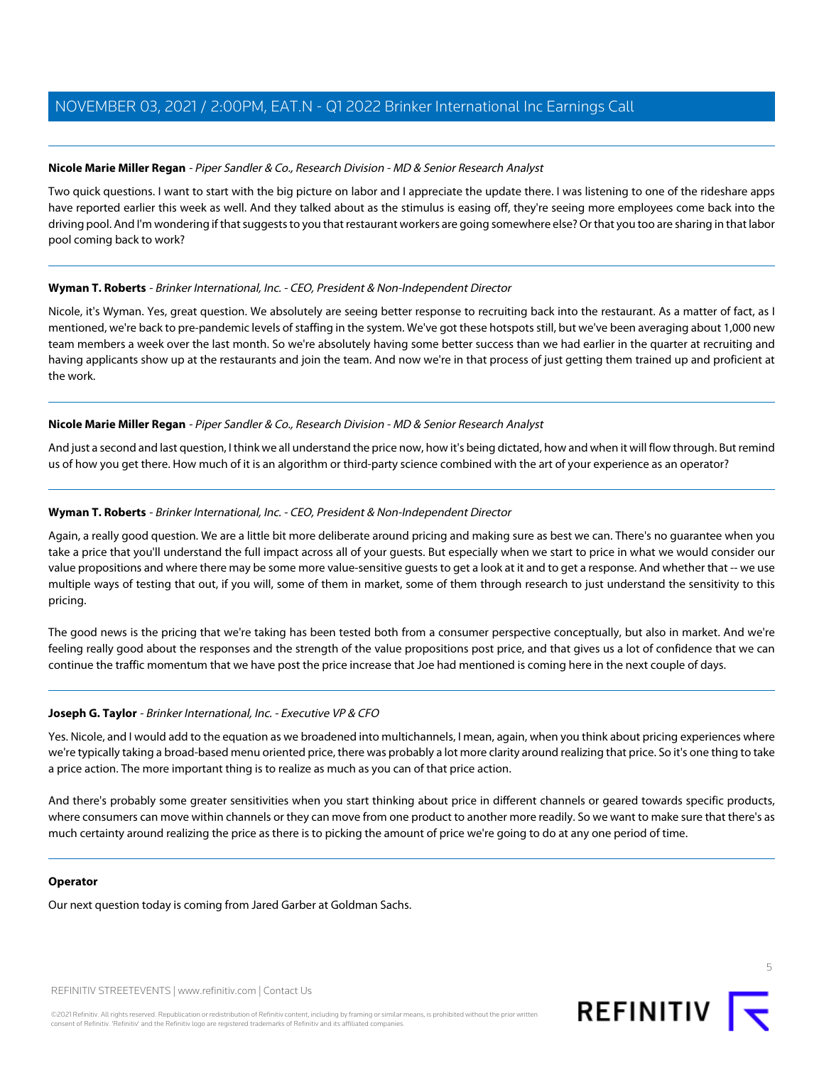**Nicole Marie Miller Regan** - *Piper Sandler & Co., Research Division - MD & Senior Research Analyst*

Two quick questions. I want to start with the big picture on labor and I appreciate the update there. I was listening to one of the rideshare apps have reported earlier this week as well. And they talked about as the stimulus is easing off, they're seeing more employees come back into the driving pool. And I'm wondering if that suggests to you that restaurant workers are going somewhere else? Or that you too are sharing in that labor pool coming back to work?

---

**Wyman T. Roberts** - *Brinker International, Inc. - CEO, President & Non-Independent Director*

Nicole, it's Wyman. Yes, great question. We absolutely are seeing better response to recruiting back into the restaurant. As a matter of fact, as I mentioned, we're back to pre-pandemic levels of staffing in the system. We've got these hotspots still, but we've been averaging about 1,000 new team members a week over the last month. So we're absolutely having some better success than we had earlier in the quarter at recruiting and having applicants show up at the restaurants and join the team. And now we're in that process of just getting them trained up and proficient at the work.

---

**Nicole Marie Miller Regan** - *Piper Sandler & Co., Research Division - MD & Senior Research Analyst*

And just a second and last question, I think we all understand the price now, how it's being dictated, how and when it will flow through. But remind us of how you get there. How much of it is an algorithm or third-party science combined with the art of your experience as an operator?

---

**Wyman T. Roberts** - *Brinker International, Inc. - CEO, President & Non-Independent Director*

Again, a really good question. We are a little bit more deliberate around pricing and making sure as best we can. There's no guarantee when you take a price that you'll understand the full impact across all of your guests. But especially when we start to price in what we would consider our value propositions and where there may be some more value-sensitive guests to get a look at it and to get a response. And whether that -- we use multiple ways of testing that out, if you will, some of them in market, some of them through research to just understand the sensitivity to this pricing.

The good news is the pricing that we're taking has been tested both from a consumer perspective conceptually, but also in market. And we're feeling really good about the responses and the strength of the value propositions post price, and that gives us a lot of confidence that we can continue the traffic momentum that we have post the price increase that Joe had mentioned is coming here in the next couple of days.

---

**Joseph G. Taylor** - *Brinker International, Inc. - Executive VP & CFO*

Yes. Nicole, and I would add to the equation as we broadened into multichannels, I mean, again, when you think about pricing experiences where we're typically taking a broad-based menu oriented price, there was probably a lot more clarity around realizing that price. So it's one thing to take a price action. The more important thing is to realize as much as you can of that price action.

And there's probably some greater sensitivities when you start thinking about price in different channels or geared towards specific products, where consumers can move within channels or they can move from one product to another more readily. So we want to make sure that there's as much certainty around realizing the price as there is to picking the amount of price we're going to do at any one period of time.

---

**Operator**

Our next question today is coming from Jared Garber at Goldman Sachs.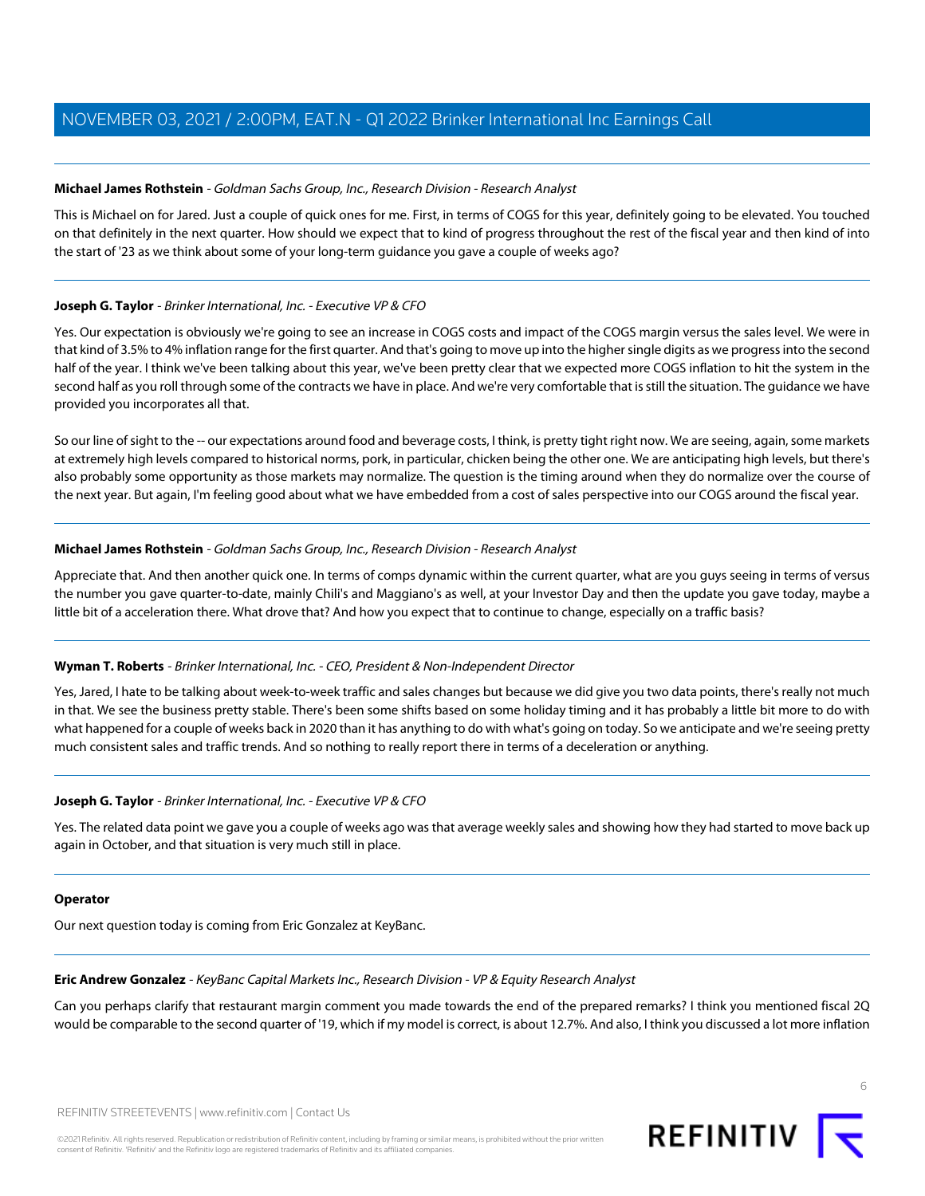**Michael James Rothstein** - *Goldman Sachs Group, Inc., Research Division - Research Analyst*

This is Michael on for Jared. Just a couple of quick ones for me. First, in terms of COGS for this year, definitely going to be elevated. You touched on that definitely in the next quarter. How should we expect that to kind of progress throughout the rest of the fiscal year and then kind of into the start of '23 as we think about some of your long-term guidance you gave a couple of weeks ago?

---

**Joseph G. Taylor** - *Brinker International, Inc. - Executive VP & CFO*

Yes. Our expectation is obviously we're going to see an increase in COGS costs and impact of the COGS margin versus the sales level. We were in that kind of 3.5% to 4% inflation range for the first quarter. And that's going to move up into the higher single digits as we progress into the second half of the year. I think we've been talking about this year, we've been pretty clear that we expected more COGS inflation to hit the system in the second half as you roll through some of the contracts we have in place. And we're very comfortable that is still the situation. The guidance we have provided you incorporates all that.

So our line of sight to the -- our expectations around food and beverage costs, I think, is pretty tight right now. We are seeing, again, some markets at extremely high levels compared to historical norms, pork, in particular, chicken being the other one. We are anticipating high levels, but there's also probably some opportunity as those markets may normalize. The question is the timing around when they do normalize over the course of the next year. But again, I'm feeling good about what we have embedded from a cost of sales perspective into our COGS around the fiscal year.

---

**Michael James Rothstein** - *Goldman Sachs Group, Inc., Research Division - Research Analyst*

Appreciate that. And then another quick one. In terms of comps dynamic within the current quarter, what are you guys seeing in terms of versus the number you gave quarter-to-date, mainly Chili's and Maggiano's as well, at your Investor Day and then the update you gave today, maybe a little bit of a acceleration there. What drove that? And how you expect that to continue to change, especially on a traffic basis?

---

**Wyman T. Roberts** - *Brinker International, Inc. - CEO, President & Non-Independent Director*

Yes, Jared, I hate to be talking about week-to-week traffic and sales changes but because we did give you two data points, there's really not much in that. We see the business pretty stable. There's been some shifts based on some holiday timing and it has probably a little bit more to do with what happened for a couple of weeks back in 2020 than it has anything to do with what's going on today. So we anticipate and we're seeing pretty much consistent sales and traffic trends. And so nothing to really report there in terms of a deceleration or anything.

---

**Joseph G. Taylor** - *Brinker International, Inc. - Executive VP & CFO*

Yes. The related data point we gave you a couple of weeks ago was that average weekly sales and showing how they had started to move back up again in October, and that situation is very much still in place.

---

**Operator**

Our next question today is coming from Eric Gonzalez at KeyBanc.

---

**Eric Andrew Gonzalez** - *KeyBanc Capital Markets Inc., Research Division - VP & Equity Research Analyst*

Can you perhaps clarify that restaurant margin comment you made towards the end of the prepared remarks? I think you mentioned fiscal 2Q would be comparable to the second quarter of '19, which if my model is correct, is about 12.7%. And also, I think you discussed a lot more inflation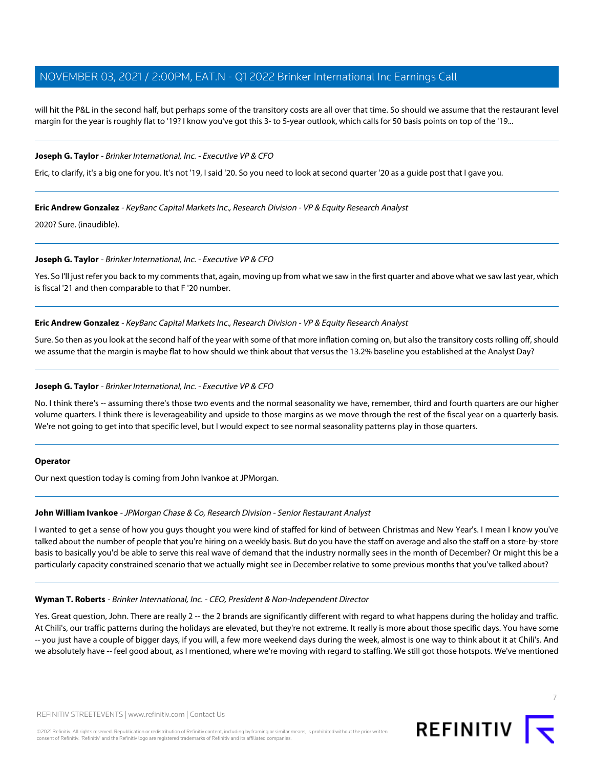will hit the P&L in the second half, but perhaps some of the transitory costs are all over that time. So should we assume that the restaurant level margin for the year is roughly flat to '19? I know you've got this 3- to 5-year outlook, which calls for 50 basis points on top of the '19...

---

**Joseph G. Taylor** - *Brinker International, Inc. - Executive VP & CFO*

Eric, to clarify, it's a big one for you. It's not '19, I said '20. So you need to look at second quarter '20 as a guide post that I gave you.

---

**Eric Andrew Gonzalez** - *KeyBanc Capital Markets Inc., Research Division - VP & Equity Research Analyst*

2020? Sure. (inaudible).

---

**Joseph G. Taylor** - *Brinker International, Inc. - Executive VP & CFO*

Yes. So I'll just refer you back to my comments that, again, moving up from what we saw in the first quarter and above what we saw last year, which is fiscal '21 and then comparable to that F '20 number.

---

**Eric Andrew Gonzalez** - *KeyBanc Capital Markets Inc., Research Division - VP & Equity Research Analyst*

Sure. So then as you look at the second half of the year with some of that more inflation coming on, but also the transitory costs rolling off, should we assume that the margin is maybe flat to how should we think about that versus the 13.2% baseline you established at the Analyst Day?

---

**Joseph G. Taylor** - *Brinker International, Inc. - Executive VP & CFO*

No. I think there's -- assuming there's those two events and the normal seasonality we have, remember, third and fourth quarters are our higher volume quarters. I think there is leverageability and upside to those margins as we move through the rest of the fiscal year on a quarterly basis. We're not going to get into that specific level, but I would expect to see normal seasonality patterns play in those quarters.

---

**Operator**

Our next question today is coming from John Ivankoe at JPMorgan.

---

**John William Ivankoe** - *JPMorgan Chase & Co, Research Division - Senior Restaurant Analyst*

I wanted to get a sense of how you guys thought you were kind of staffed for kind of between Christmas and New Year's. I mean I know you've talked about the number of people that you're hiring on a weekly basis. But do you have the staff on average and also the staff on a store-by-store basis to basically you'd be able to serve this real wave of demand that the industry normally sees in the month of December? Or might this be a particularly capacity constrained scenario that we actually might see in December relative to some previous months that you've talked about?

---

**Wyman T. Roberts** - *Brinker International, Inc. - CEO, President & Non-Independent Director*

Yes. Great question, John. There are really 2 -- the 2 brands are significantly different with regard to what happens during the holiday and traffic. At Chili's, our traffic patterns during the holidays are elevated, but they're not extreme. It really is more about those specific days. You have some -- you just have a couple of bigger days, if you will, a few more weekend days during the week, almost is one way to think about it at Chili's. And we absolutely have -- feel good about, as I mentioned, where we're moving with regard to staffing. We still got those hotspots. We've mentioned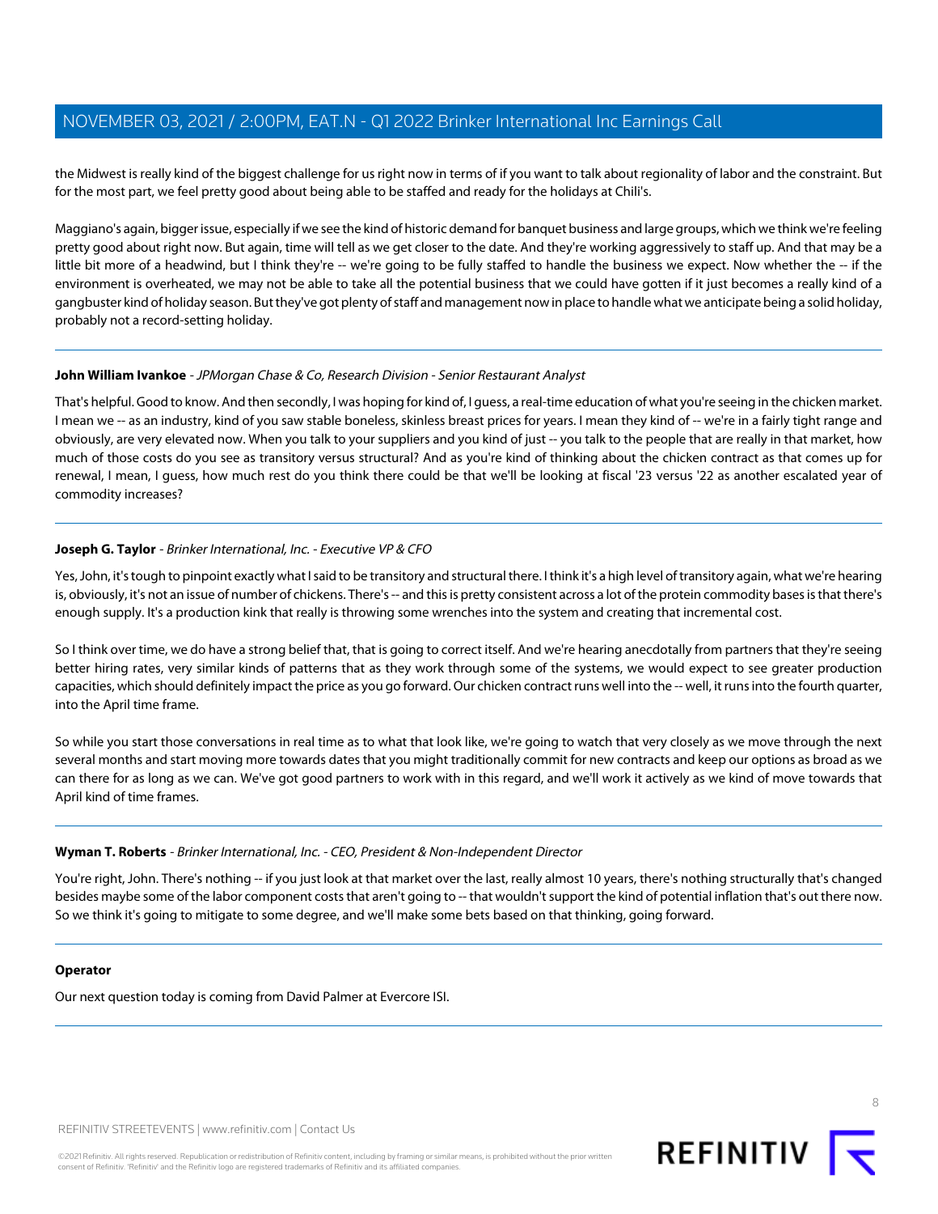the Midwest is really kind of the biggest challenge for us right now in terms of if you want to talk about regionality of labor and the constraint. But for the most part, we feel pretty good about being able to be staffed and ready for the holidays at Chili's.

Maggiano's again, bigger issue, especially if we see the kind of historic demand for banquet business and large groups, which we think we're feeling pretty good about right now. But again, time will tell as we get closer to the date. And they're working aggressively to staff up. And that may be a little bit more of a headwind, but I think they're -- we're going to be fully staffed to handle the business we expect. Now whether the -- if the environment is overheated, we may not be able to take all the potential business that we could have gotten if it just becomes a really kind of a gangbuster kind of holiday season. But they've got plenty of staff and management now in place to handle what we anticipate being a solid holiday, probably not a record-setting holiday.

---

**John William Ivankoe** - *JPMorgan Chase & Co, Research Division - Senior Restaurant Analyst*

That's helpful. Good to know. And then secondly, I was hoping for kind of, I guess, a real-time education of what you're seeing in the chicken market. I mean we -- as an industry, kind of you saw stable boneless, skinless breast prices for years. I mean they kind of -- we're in a fairly tight range and obviously, are very elevated now. When you talk to your suppliers and you kind of just -- you talk to the people that are really in that market, how much of those costs do you see as transitory versus structural? And as you're kind of thinking about the chicken contract as that comes up for renewal, I mean, I guess, how much rest do you think there could be that we'll be looking at fiscal '23 versus '22 as another escalated year of commodity increases?

---

**Joseph G. Taylor** - *Brinker International, Inc. - Executive VP & CFO*

Yes, John, it's tough to pinpoint exactly what I said to be transitory and structural there. I think it's a high level of transitory again, what we're hearing is, obviously, it's not an issue of number of chickens. There's -- and this is pretty consistent across a lot of the protein commodity bases is that there's enough supply. It's a production kink that really is throwing some wrenches into the system and creating that incremental cost.

So I think over time, we do have a strong belief that, that is going to correct itself. And we're hearing anecdotally from partners that they're seeing better hiring rates, very similar kinds of patterns that as they work through some of the systems, we would expect to see greater production capacities, which should definitely impact the price as you go forward. Our chicken contract runs well into the -- well, it runs into the fourth quarter, into the April time frame.

So while you start those conversations in real time as to what that look like, we're going to watch that very closely as we move through the next several months and start moving more towards dates that you might traditionally commit for new contracts and keep our options as broad as we can there for as long as we can. We've got good partners to work with in this regard, and we'll work it actively as we kind of move towards that April kind of time frames.

---

**Wyman T. Roberts** - *Brinker International, Inc. - CEO, President & Non-Independent Director*

You're right, John. There's nothing -- if you just look at that market over the last, really almost 10 years, there's nothing structurally that's changed besides maybe some of the labor component costs that aren't going to -- that wouldn't support the kind of potential inflation that's out there now. So we think it's going to mitigate to some degree, and we'll make some bets based on that thinking, going forward.

---

**Operator**

Our next question today is coming from David Palmer at Evercore ISI.

---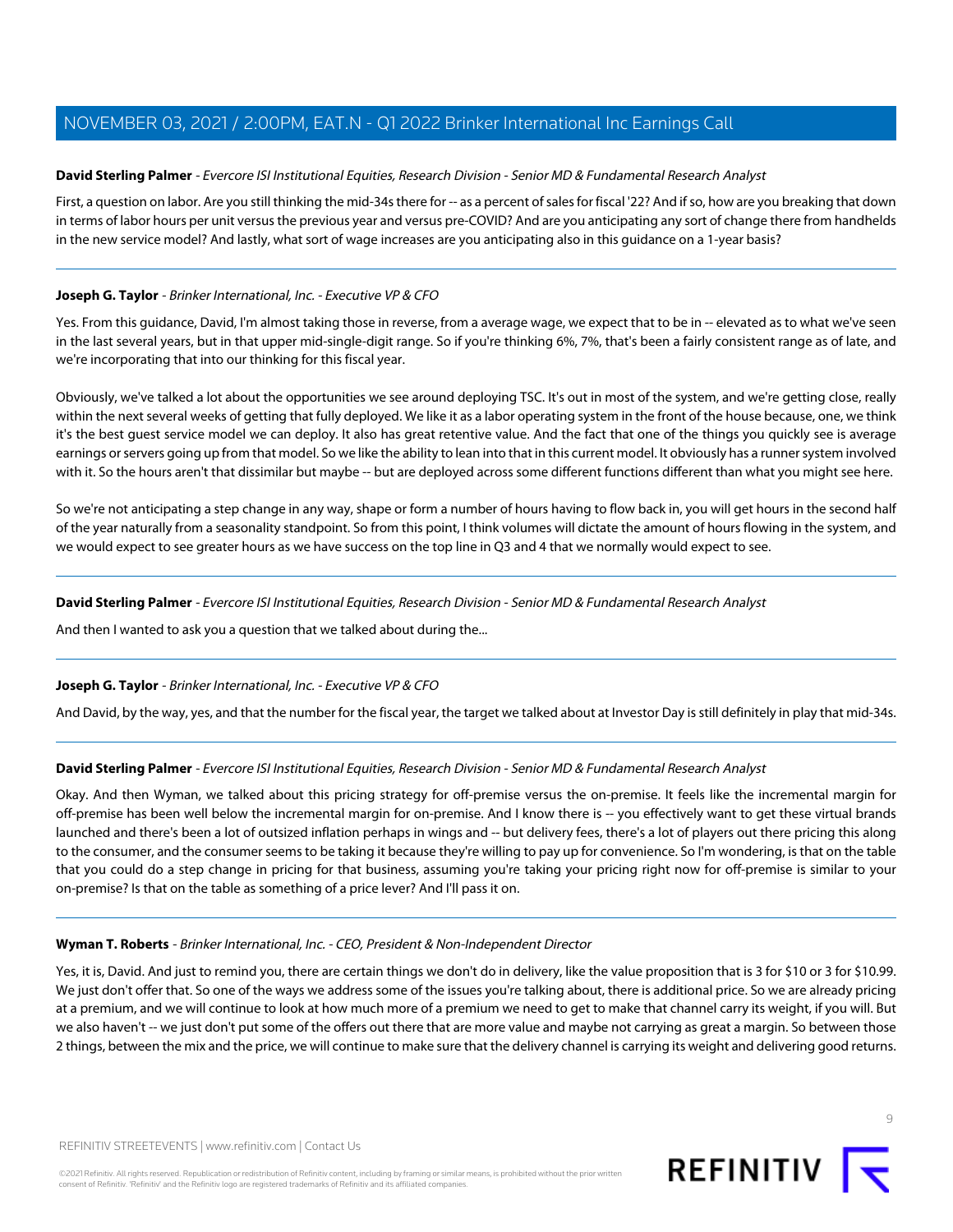**David Sterling Palmer** - *Evercore ISI Institutional Equities, Research Division - Senior MD & Fundamental Research Analyst*

First, a question on labor. Are you still thinking the mid-34s there for -- as a percent of sales for fiscal '22? And if so, how are you breaking that down in terms of labor hours per unit versus the previous year and versus pre-COVID? And are you anticipating any sort of change there from handhelds in the new service model? And lastly, what sort of wage increases are you anticipating also in this guidance on a 1-year basis?

---

**Joseph G. Taylor** - *Brinker International, Inc. - Executive VP & CFO*

Yes. From this guidance, David, I'm almost taking those in reverse, from a average wage, we expect that to be in -- elevated as to what we've seen in the last several years, but in that upper mid-single-digit range. So if you're thinking 6%, 7%, that's been a fairly consistent range as of late, and we're incorporating that into our thinking for this fiscal year.

Obviously, we've talked a lot about the opportunities we see around deploying TSC. It's out in most of the system, and we're getting close, really within the next several weeks of getting that fully deployed. We like it as a labor operating system in the front of the house because, one, we think it's the best guest service model we can deploy. It also has great retentive value. And the fact that one of the things you quickly see is average earnings or servers going up from that model. So we like the ability to lean into that in this current model. It obviously has a runner system involved with it. So the hours aren't that dissimilar but maybe -- but are deployed across some different functions different than what you might see here.

So we're not anticipating a step change in any way, shape or form a number of hours having to flow back in, you will get hours in the second half of the year naturally from a seasonality standpoint. So from this point, I think volumes will dictate the amount of hours flowing in the system, and we would expect to see greater hours as we have success on the top line in Q3 and 4 that we normally would expect to see.

---

**David Sterling Palmer** - *Evercore ISI Institutional Equities, Research Division - Senior MD & Fundamental Research Analyst*

And then I wanted to ask you a question that we talked about during the...

---

**Joseph G. Taylor** - *Brinker International, Inc. - Executive VP & CFO*

And David, by the way, yes, and that the number for the fiscal year, the target we talked about at Investor Day is still definitely in play that mid-34s.

---

**David Sterling Palmer** - *Evercore ISI Institutional Equities, Research Division - Senior MD & Fundamental Research Analyst*

Okay. And then Wyman, we talked about this pricing strategy for off-premise versus the on-premise. It feels like the incremental margin for off-premise has been well below the incremental margin for on-premise. And I know there is -- you effectively want to get these virtual brands launched and there's been a lot of outsized inflation perhaps in wings and -- but delivery fees, there's a lot of players out there pricing this along to the consumer, and the consumer seems to be taking it because they're willing to pay up for convenience. So I'm wondering, is that on the table that you could do a step change in pricing for that business, assuming you're taking your pricing right now for off-premise is similar to your on-premise? Is that on the table as something of a price lever? And I'll pass it on.

---

**Wyman T. Roberts** - *Brinker International, Inc. - CEO, President & Non-Independent Director*

Yes, it is, David. And just to remind you, there are certain things we don't do in delivery, like the value proposition that is 3 for $10 or 3 for $10.99. We just don't offer that. So one of the ways we address some of the issues you're talking about, there is additional price. So we are already pricing at a premium, and we will continue to look at how much more of a premium we need to get to make that channel carry its weight, if you will. But we also haven't -- we just don't put some of the offers out there that are more value and maybe not carrying as great a margin. So between those 2 things, between the mix and the price, we will continue to make sure that the delivery channel is carrying its weight and delivering good returns.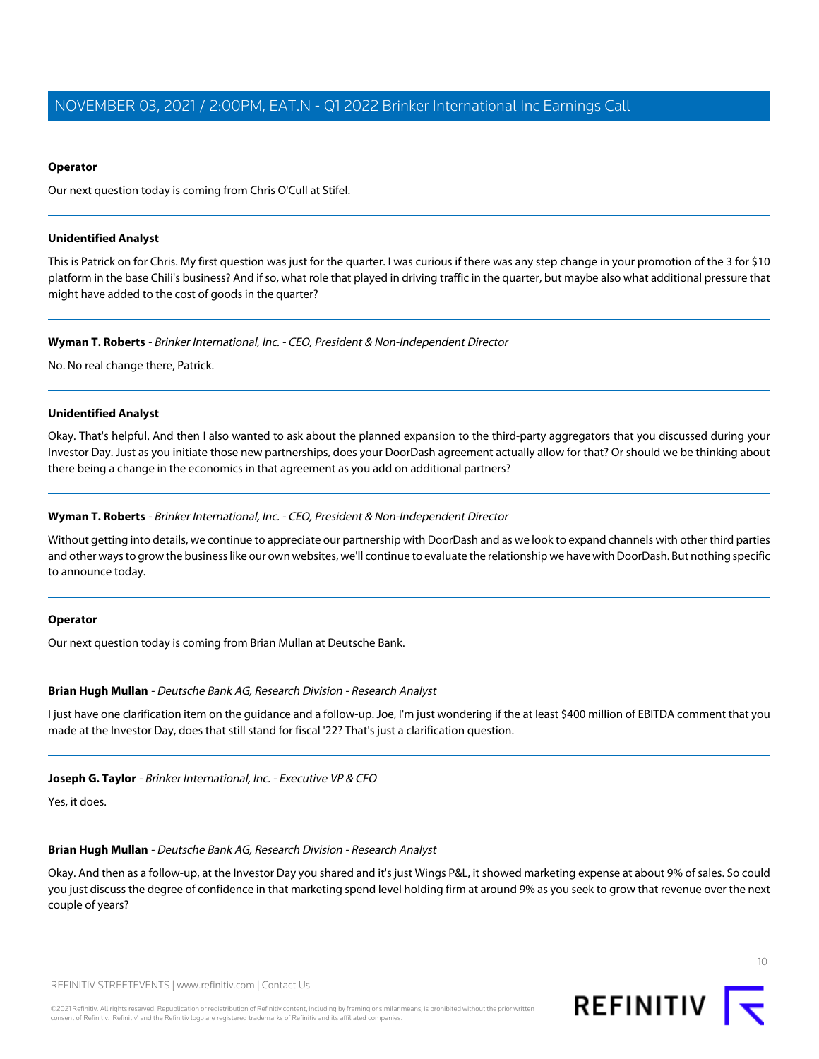**Operator**

Our next question today is coming from Chris O'Cull at Stifel.

**Unidentified Analyst**

This is Patrick on for Chris. My first question was just for the quarter. I was curious if there was any step change in your promotion of the 3 for $10 platform in the base Chili's business? And if so, what role that played in driving traffic in the quarter, but maybe also what additional pressure that might have added to the cost of goods in the quarter?

**Wyman T. Roberts** - *Brinker International, Inc. - CEO, President & Non-Independent Director*

No. No real change there, Patrick.

**Unidentified Analyst**

Okay. That's helpful. And then I also wanted to ask about the planned expansion to the third-party aggregators that you discussed during your Investor Day. Just as you initiate those new partnerships, does your DoorDash agreement actually allow for that? Or should we be thinking about there being a change in the economics in that agreement as you add on additional partners?

**Wyman T. Roberts** - *Brinker International, Inc. - CEO, President & Non-Independent Director*

Without getting into details, we continue to appreciate our partnership with DoorDash and as we look to expand channels with other third parties and other ways to grow the business like our own websites, we'll continue to evaluate the relationship we have with DoorDash. But nothing specific to announce today.

**Operator**

Our next question today is coming from Brian Mullan at Deutsche Bank.

**Brian Hugh Mullan** - *Deutsche Bank AG, Research Division - Research Analyst*

I just have one clarification item on the guidance and a follow-up. Joe, I'm just wondering if the at least $400 million of EBITDA comment that you made at the Investor Day, does that still stand for fiscal '22? That's just a clarification question.

**Joseph G. Taylor** - *Brinker International, Inc. - Executive VP & CFO*

Yes, it does.

**Brian Hugh Mullan** - *Deutsche Bank AG, Research Division - Research Analyst*

Okay. And then as a follow-up, at the Investor Day you shared and it's just Wings P&L, it showed marketing expense at about 9% of sales. So could you just discuss the degree of confidence in that marketing spend level holding firm at around 9% as you seek to grow that revenue over the next couple of years?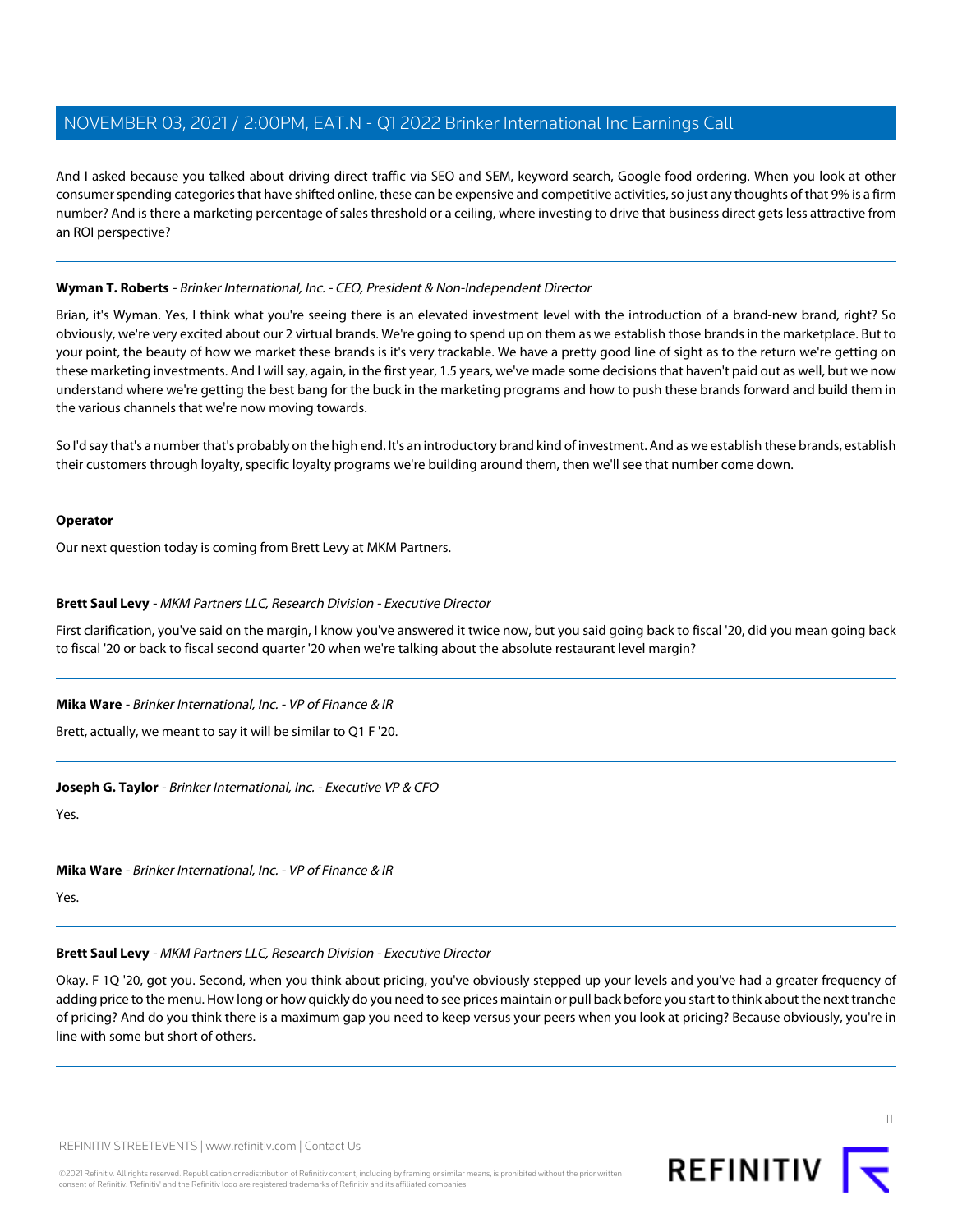And I asked because you talked about driving direct traffic via SEO and SEM, keyword search, Google food ordering. When you look at other consumer spending categories that have shifted online, these can be expensive and competitive activities, so just any thoughts of that 9% is a firm number? And is there a marketing percentage of sales threshold or a ceiling, where investing to drive that business direct gets less attractive from an ROI perspective?

---

**Wyman T. Roberts** - *Brinker International, Inc. - CEO, President & Non-Independent Director*

Brian, it's Wyman. Yes, I think what you're seeing there is an elevated investment level with the introduction of a brand-new brand, right? So obviously, we're very excited about our 2 virtual brands. We're going to spend up on them as we establish those brands in the marketplace. But to your point, the beauty of how we market these brands is it's very trackable. We have a pretty good line of sight as to the return we're getting on these marketing investments. And I will say, again, in the first year, 1.5 years, we've made some decisions that haven't paid out as well, but we now understand where we're getting the best bang for the buck in the marketing programs and how to push these brands forward and build them in the various channels that we're now moving towards.

So I'd say that's a number that's probably on the high end. It's an introductory brand kind of investment. And as we establish these brands, establish their customers through loyalty, specific loyalty programs we're building around them, then we'll see that number come down.

---

**Operator**

Our next question today is coming from Brett Levy at MKM Partners.

---

**Brett Saul Levy** - *MKM Partners LLC, Research Division - Executive Director*

First clarification, you've said on the margin, I know you've answered it twice now, but you said going back to fiscal '20, did you mean going back to fiscal '20 or back to fiscal second quarter '20 when we're talking about the absolute restaurant level margin?

---

**Mika Ware** - *Brinker International, Inc. - VP of Finance & IR*

Brett, actually, we meant to say it will be similar to Q1 F '20.

---

**Joseph G. Taylor** - *Brinker International, Inc. - Executive VP & CFO*

Yes.

---

**Mika Ware** - *Brinker International, Inc. - VP of Finance & IR*

Yes.

---

**Brett Saul Levy** - *MKM Partners LLC, Research Division - Executive Director*

Okay. F 1Q '20, got you. Second, when you think about pricing, you've obviously stepped up your levels and you've had a greater frequency of adding price to the menu. How long or how quickly do you need to see prices maintain or pull back before you start to think about the next tranche of pricing? And do you think there is a maximum gap you need to keep versus your peers when you look at pricing? Because obviously, you're in line with some but short of others.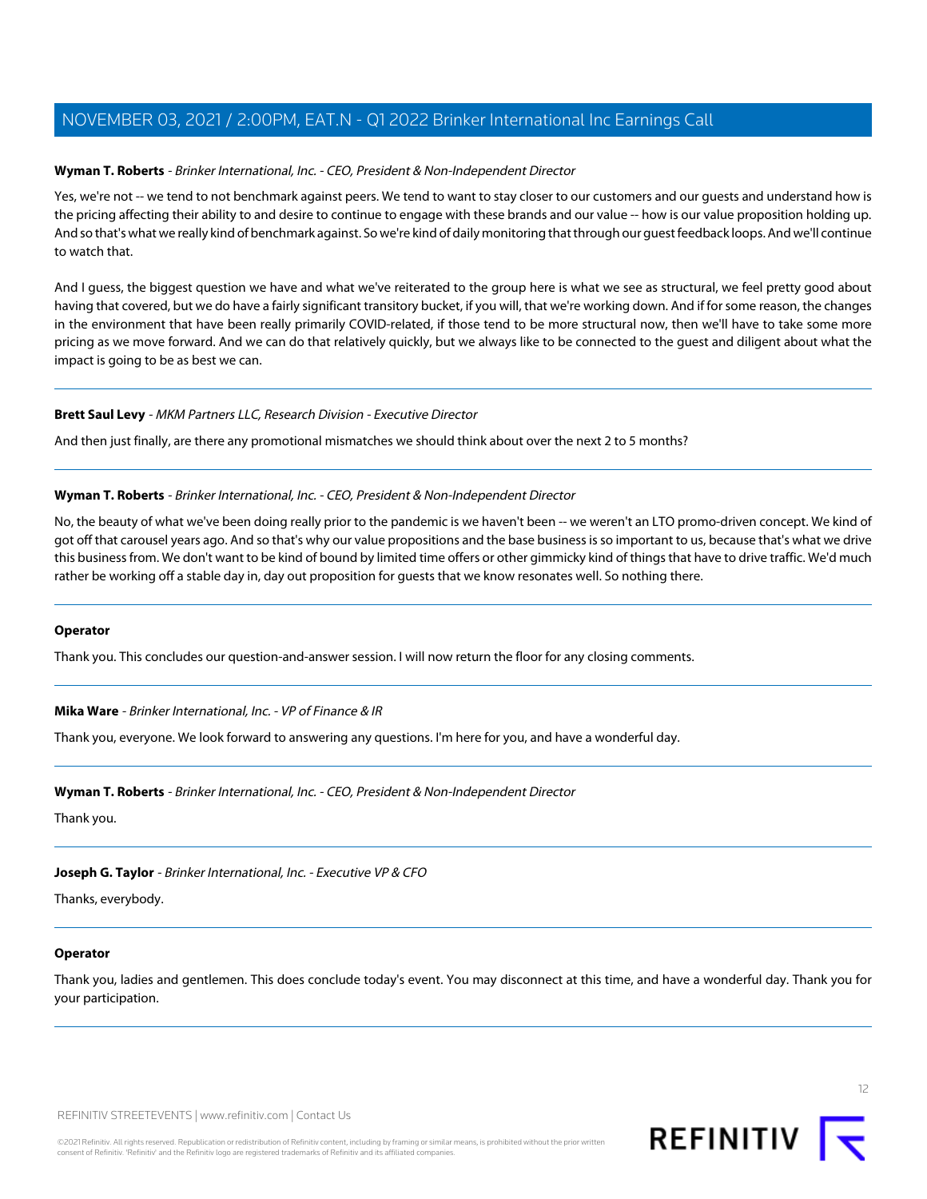**Wyman T. Roberts** - *Brinker International, Inc. - CEO, President & Non-Independent Director*

Yes, we're not -- we tend to not benchmark against peers. We tend to want to stay closer to our customers and our guests and understand how is the pricing affecting their ability to and desire to continue to engage with these brands and our value -- how is our value proposition holding up. And so that's what we really kind of benchmark against. So we're kind of daily monitoring that through our guest feedback loops. And we'll continue to watch that.

And I guess, the biggest question we have and what we've reiterated to the group here is what we see as structural, we feel pretty good about having that covered, but we do have a fairly significant transitory bucket, if you will, that we're working down. And if for some reason, the changes in the environment that have been really primarily COVID-related, if those tend to be more structural now, then we'll have to take some more pricing as we move forward. And we can do that relatively quickly, but we always like to be connected to the guest and diligent about what the impact is going to be as best we can.

---

**Brett Saul Levy** - *MKM Partners LLC, Research Division - Executive Director*

And then just finally, are there any promotional mismatches we should think about over the next 2 to 5 months?

---

**Wyman T. Roberts** - *Brinker International, Inc. - CEO, President & Non-Independent Director*

No, the beauty of what we've been doing really prior to the pandemic is we haven't been -- we weren't an LTO promo-driven concept. We kind of got off that carousel years ago. And so that's why our value propositions and the base business is so important to us, because that's what we drive this business from. We don't want to be kind of bound by limited time offers or other gimmicky kind of things that have to drive traffic. We'd much rather be working off a stable day in, day out proposition for guests that we know resonates well. So nothing there.

---

**Operator**

Thank you. This concludes our question-and-answer session. I will now return the floor for any closing comments.

---

**Mika Ware** - *Brinker International, Inc. - VP of Finance & IR*

Thank you, everyone. We look forward to answering any questions. I'm here for you, and have a wonderful day.

---

**Wyman T. Roberts** - *Brinker International, Inc. - CEO, President & Non-Independent Director*

Thank you.

---

**Joseph G. Taylor** - *Brinker International, Inc. - Executive VP & CFO*

Thanks, everybody.

---

**Operator**

Thank you, ladies and gentlemen. This does conclude today's event. You may disconnect at this time, and have a wonderful day. Thank you for your participation.

---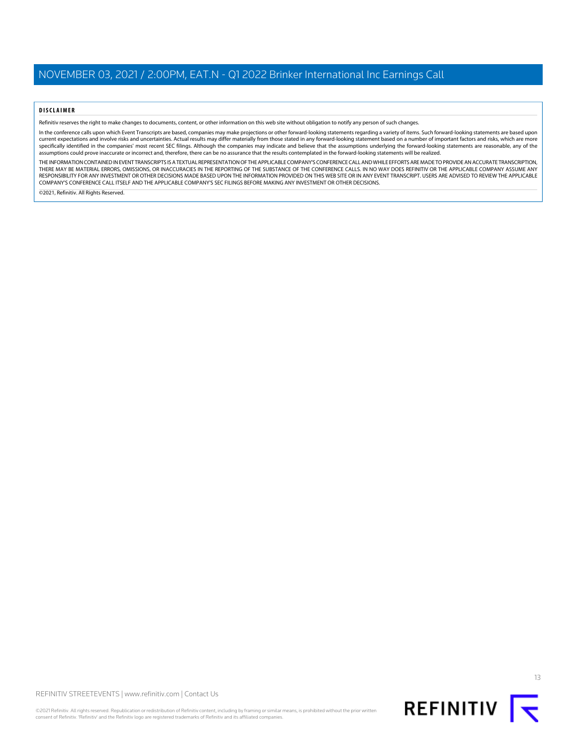**DISCLAIMER**

Refinitiv reserves the right to make changes to documents, content, or other information on this web site without obligation to notify any person of such changes.

In the conference calls upon which Event Transcripts are based, companies may make projections or other forward-looking statements regarding a variety of items. Such forward-looking statements are based upon current expectations and involve risks and uncertainties. Actual results may differ materially from those stated in any forward-looking statement based on a number of important factors and risks, which are more specifically identified in the companies' most recent SEC filings. Although the companies may indicate and believe that the assumptions underlying the forward-looking statements are reasonable, any of the assumptions could prove inaccurate or incorrect and, therefore, there can be no assurance that the results contemplated in the forward-looking statements will be realized.

THE INFORMATION CONTAINED IN EVENT TRANSCRIPTS IS A TEXTUAL REPRESENTATION OF THE APPLICABLE COMPANY'S CONFERENCE CALL AND WHILE EFFORTS ARE MADE TO PROVIDE AN ACCURATE TRANSCRIPTION, THERE MAY BE MATERIAL ERRORS, OMISSIONS, OR INACCURACIES IN THE REPORTING OF THE SUBSTANCE OF THE CONFERENCE CALLS. IN NO WAY DOES REFINITIV OR THE APPLICABLE COMPANY ASSUME ANY RESPONSIBILITY FOR ANY INVESTMENT OR OTHER DECISIONS MADE BASED UPON THE INFORMATION PROVIDED ON THIS WEB SITE OR IN ANY EVENT TRANSCRIPT. USERS ARE ADVISED TO REVIEW THE APPLICABLE COMPANY'S CONFERENCE CALL ITSELF AND THE APPLICABLE COMPANY'S SEC FILINGS BEFORE MAKING ANY INVESTMENT OR OTHER DECISIONS.

©2021, Refinitiv. All Rights Reserved.